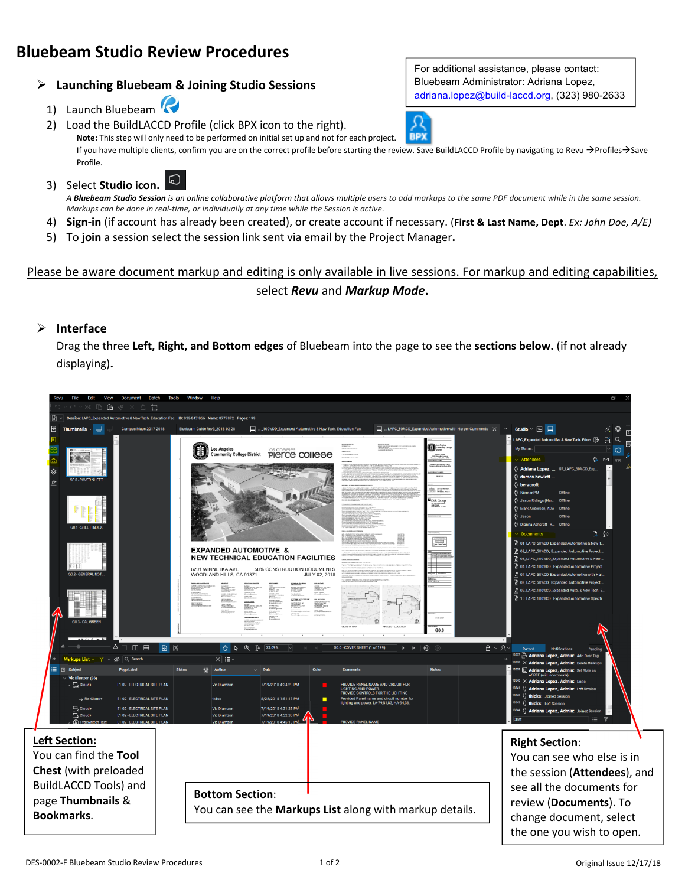# Bluebeam Studio Review Procedures

For additional assistance, please contact:
Bluebeam Administrator: Adriana Lopez,
adriana.lopez@build-laccd.org, (323) 980-2633

## Launching Bluebeam & Joining Studio Sessions

1) Launch Bluebeam
2) Load the BuildLACCD Profile (click BPX icon to the right).
   **Note:** This step will only need to be performed on initial set up and not for each project.
   If you have multiple clients, confirm you are on the correct profile before starting the review. Save BuildLACCD Profile by navigating to Revu →Profiles→Save Profile.
3) Select **Studio icon.**
   *A **Bluebeam Studio Session** is an online collaborative platform that allows multiple users to add markups to the same PDF document while in the same session. Markups can be done in real-time, or individually at any time while the Session is active.*
4) **Sign-in** (if account has already been created), or create account if necessary. (**First & Last Name, Dept**. *Ex: John Doe, A/E)*
5) To **join** a session select the session link sent via email by the Project Manager**.**

Please be aware document markup and editing is only available in live sessions. For markup and editing capabilities, select ***Revu*** and ***Markup Mode*****.**

## Interface

Drag the three **Left, Right, and Bottom edges** of Bluebeam into the page to see the **sections below.** (if not already displaying)**.**

**Left Section:**
You can find the **Tool Chest** (with preloaded BuildLACCD Tools) and page **Thumbnails** & **Bookmarks**.

**Bottom Section:**
You can see the **Markups List** along with markup details.

**Right Section:**
You can see who else is in the session (**Attendees**), and see all the documents for review (**Documents**). To change document, select the one you wish to open.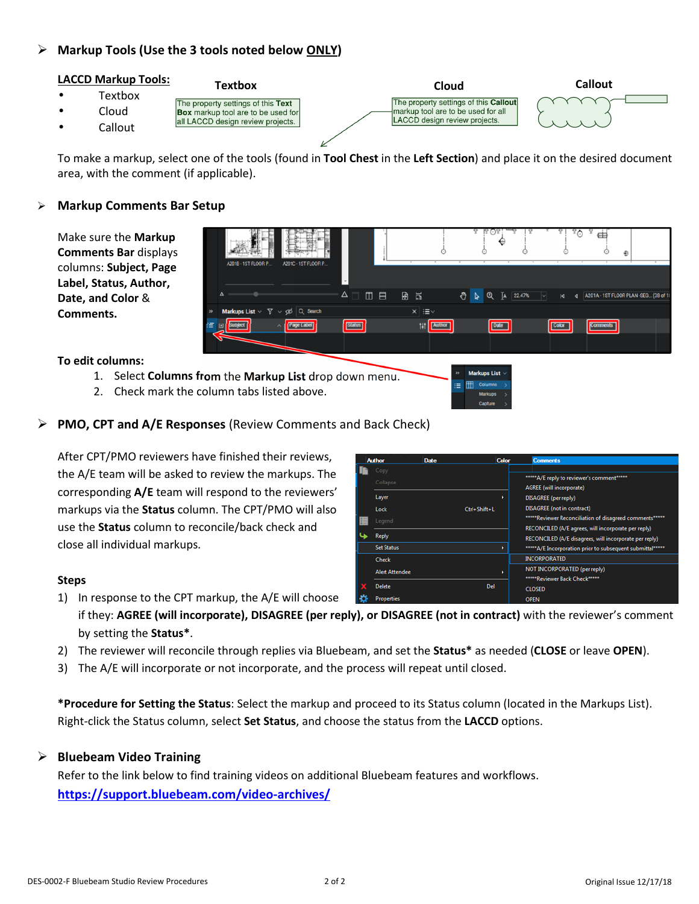## ➢ Markup Tools (Use the 3 tools noted below ONLY)

**LACCD Markup Tools:**

- Textbox
- Cloud
- Callout

Textbox

The property settings of this **Text Box** markup tool are to be used for all LACCD design review projects.

Cloud

The property settings of this **Callout** markup tool are to be used for all LACCD design review projects.

Callout

To make a markup, select one of the tools (found in **Tool Chest** in the **Left Section**) and place it on the desired document area, with the comment (if applicable).

## ➢ Markup Comments Bar Setup

Make sure the **Markup Comments Bar** displays columns: **Subject, Page Label, Status, Author, Date, and Color** & **Comments.**

**To edit columns:**

1. Select **Columns from** the **Markup List** drop down menu.
2. Check mark the column tabs listed above.

## ➢ PMO, CPT and A/E Responses (Review Comments and Back Check)

After CPT/PMO reviewers have finished their reviews, the A/E team will be asked to review the markups. The corresponding **A/E** team will respond to the reviewers' markups via the **Status** column. The CPT/PMO will also use the **Status** column to reconcile/back check and close all individual markups.

**Steps**

1) In response to the CPT markup, the A/E will choose if they: **AGREE (will incorporate), DISAGREE (per reply), or DISAGREE (not in contract)** with the reviewer's comment by setting the **Status***.
2) The reviewer will reconcile through replies via Bluebeam, and set the **Status*** as needed (**CLOSE** or leave **OPEN**).
3) The A/E will incorporate or not incorporate, and the process will repeat until closed.

***Procedure for Setting the Status**: Select the markup and proceed to its Status column (located in the Markups List). Right-click the Status column, select **Set Status**, and choose the status from the **LACCD** options.

## ➢ Bluebeam Video Training

Refer to the link below to find training videos on additional Bluebeam features and workflows.

https://support.bluebeam.com/video-archives/